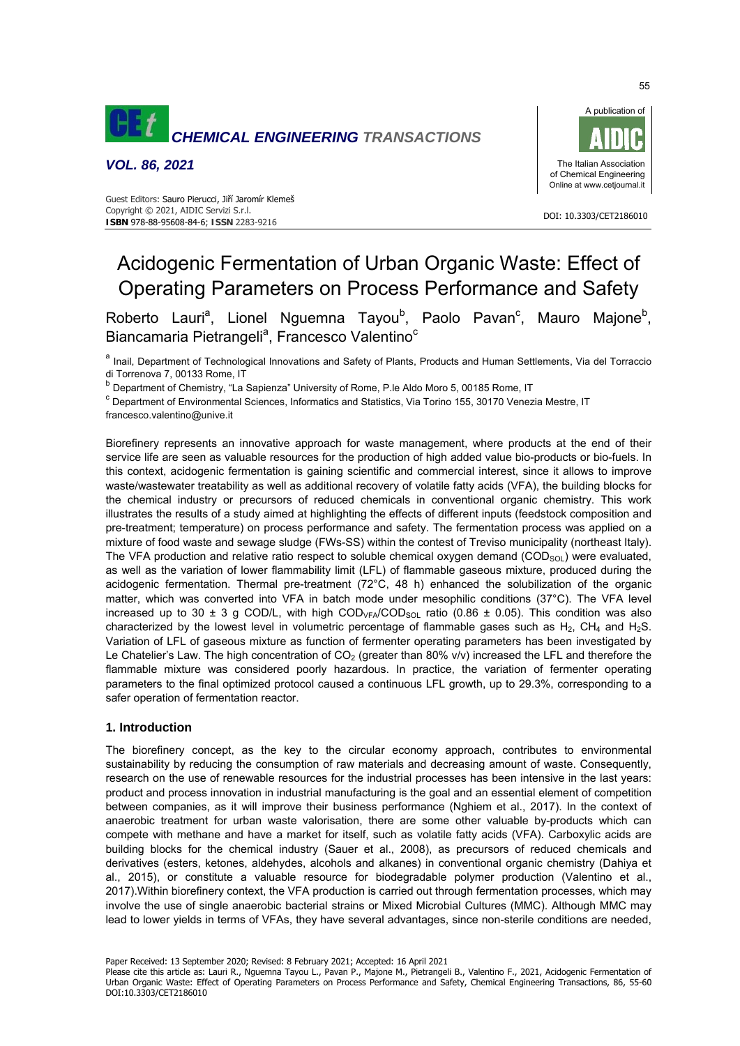# Acidogenic Fermentation of Urban Organic Waste: Effect of Operating Parameters on Process Performance and Safety

Roberto Lauri[a], Lionel Nguemna Tayou[b], Paolo Pavan[c], Mauro Majone[b], Biancamaria Pietrangeli[a], Francesco Valentino[c]

[a] Inail, Department of Technological Innovations and Safety of Plants, Products and Human Settlements, Via del Torraccio di Torrenova 7, 00133 Rome, IT

[b] Department of Chemistry, "La Sapienza" University of Rome, P.le Aldo Moro 5, 00185 Rome, IT

[c] Department of Environmental Sciences, Informatics and Statistics, Via Torino 155, 30170 Venezia Mestre, IT

francesco.valentino@unive.it

Biorefinery represents an innovative approach for waste management, where products at the end of their service life are seen as valuable resources for the production of high added value bio-products or bio-fuels. In this context, acidogenic fermentation is gaining scientific and commercial interest, since it allows to improve waste/wastewater treatability as well as additional recovery of volatile fatty acids (VFA), the building blocks for the chemical industry or precursors of reduced chemicals in conventional organic chemistry. This work illustrates the results of a study aimed at highlighting the effects of different inputs (feedstock composition and pre-treatment; temperature) on process performance and safety. The fermentation process was applied on a mixture of food waste and sewage sludge (FWs-SS) within the contest of Treviso municipality (northeast Italy). The VFA production and relative ratio respect to soluble chemical oxygen demand ($COD_{SOL}$) were evaluated, as well as the variation of lower flammability limit (LFL) of flammable gaseous mixture, produced during the acidogenic fermentation. Thermal pre-treatment (72°C, 48 h) enhanced the solubilization of the organic matter, which was converted into VFA in batch mode under mesophilic conditions (37°C). The VFA level increased up to 30 ± 3 g COD/L, with high $COD_{VFA}/COD_{SOL}$ ratio (0.86 ± 0.05). This condition was also characterized by the lowest level in volumetric percentage of flammable gases such as $H_2$, $CH_4$ and $H_2S$. Variation of LFL of gaseous mixture as function of fermenter operating parameters has been investigated by Le Chatelier's Law. The high concentration of $CO_2$ (greater than 80% v/v) increased the LFL and therefore the flammable mixture was considered poorly hazardous. In practice, the variation of fermenter operating parameters to the final optimized protocol caused a continuous LFL growth, up to 29.3%, corresponding to a safer operation of fermentation reactor.

## 1. Introduction

The biorefinery concept, as the key to the circular economy approach, contributes to environmental sustainability by reducing the consumption of raw materials and decreasing amount of waste. Consequently, research on the use of renewable resources for the industrial processes has been intensive in the last years: product and process innovation in industrial manufacturing is the goal and an essential element of competition between companies, as it will improve their business performance (Nghiem et al., 2017). In the context of anaerobic treatment for urban waste valorisation, there are some other valuable by-products which can compete with methane and have a market for itself, such as volatile fatty acids (VFA). Carboxylic acids are building blocks for the chemical industry (Sauer et al., 2008), as precursors of reduced chemicals and derivatives (esters, ketones, aldehydes, alcohols and alkanes) in conventional organic chemistry (Dahiya et al., 2015), or constitute a valuable resource for biodegradable polymer production (Valentino et al., 2017).Within biorefinery context, the VFA production is carried out through fermentation processes, which may involve the use of single anaerobic bacterial strains or Mixed Microbial Cultures (MMC). Although MMC may lead to lower yields in terms of VFAs, they have several advantages, since non-sterile conditions are needed,

Paper Received: 13 September 2020; Revised: 8 February 2021; Accepted: 16 April 2021

Please cite this article as: Lauri R., Nguemna Tayou L., Pavan P., Majone M., Pietrangeli B., Valentino F., 2021, Acidogenic Fermentation of Urban Organic Waste: Effect of Operating Parameters on Process Performance and Safety, Chemical Engineering Transactions, 86, 55-60 DOI:10.3303/CET2186010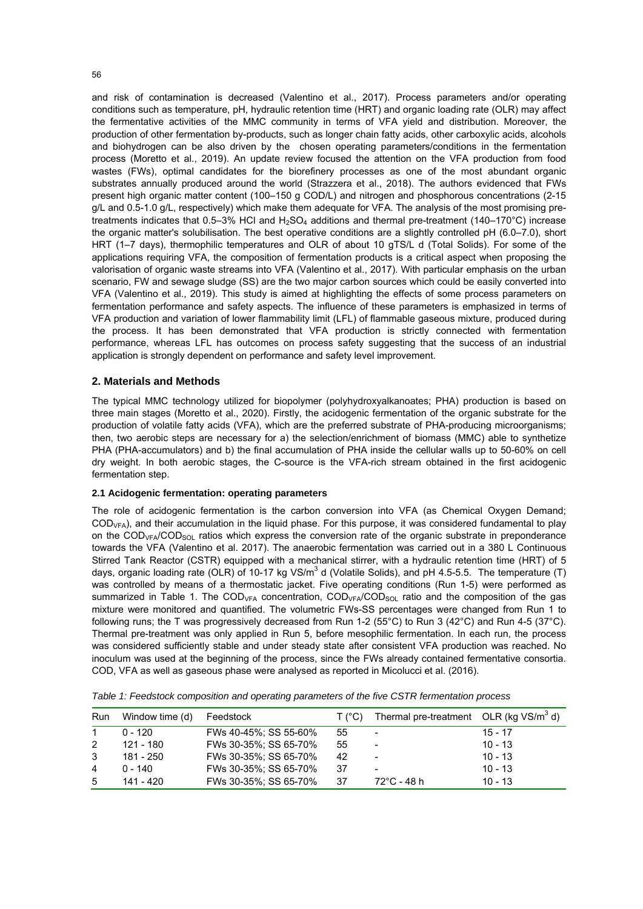and risk of contamination is decreased (Valentino et al., 2017). Process parameters and/or operating conditions such as temperature, pH, hydraulic retention time (HRT) and organic loading rate (OLR) may affect the fermentative activities of the MMC community in terms of VFA yield and distribution. Moreover, the production of other fermentation by-products, such as longer chain fatty acids, other carboxylic acids, alcohols and biohydrogen can be also driven by the chosen operating parameters/conditions in the fermentation process (Moretto et al., 2019). An update review focused the attention on the VFA production from food wastes (FWs), optimal candidates for the biorefinery processes as one of the most abundant organic substrates annually produced around the world (Strazzera et al., 2018). The authors evidenced that FWs present high organic matter content (100–150 g COD/L) and nitrogen and phosphorous concentrations (2-15 g/L and 0.5-1.0 g/L, respectively) which make them adequate for VFA. The analysis of the most promising pre-treatments indicates that 0.5–3% HCl and $H_2SO_4$ additions and thermal pre-treatment (140–170°C) increase the organic matter's solubilisation. The best operative conditions are a slightly controlled pH (6.0–7.0), short HRT (1–7 days), thermophilic temperatures and OLR of about 10 gTS/L d (Total Solids). For some of the applications requiring VFA, the composition of fermentation products is a critical aspect when proposing the valorisation of organic waste streams into VFA (Valentino et al., 2017). With particular emphasis on the urban scenario, FW and sewage sludge (SS) are the two major carbon sources which could be easily converted into VFA (Valentino et al., 2019). This study is aimed at highlighting the effects of some process parameters on fermentation performance and safety aspects. The influence of these parameters is emphasized in terms of VFA production and variation of lower flammability limit (LFL) of flammable gaseous mixture, produced during the process. It has been demonstrated that VFA production is strictly connected with fermentation performance, whereas LFL has outcomes on process safety suggesting that the success of an industrial application is strongly dependent on performance and safety level improvement.

## 2. Materials and Methods

The typical MMC technology utilized for biopolymer (polyhydroxyalkanoates; PHA) production is based on three main stages (Moretto et al., 2020). Firstly, the acidogenic fermentation of the organic substrate for the production of volatile fatty acids (VFA), which are the preferred substrate of PHA-producing microorganisms; then, two aerobic steps are necessary for a) the selection/enrichment of biomass (MMC) able to synthetize PHA (PHA-accumulators) and b) the final accumulation of PHA inside the cellular walls up to 50-60% on cell dry weight. In both aerobic stages, the C-source is the VFA-rich stream obtained in the first acidogenic fermentation step.

### 2.1 Acidogenic fermentation: operating parameters

The role of acidogenic fermentation is the carbon conversion into VFA (as Chemical Oxygen Demand; $COD_{VFA}$), and their accumulation in the liquid phase. For this purpose, it was considered fundamental to play on the $COD_{VFA}/COD_{SOL}$ ratios which express the conversion rate of the organic substrate in preponderance towards the VFA (Valentino et al. 2017). The anaerobic fermentation was carried out in a 380 L Continuous Stirred Tank Reactor (CSTR) equipped with a mechanical stirrer, with a hydraulic retention time (HRT) of 5 days, organic loading rate (OLR) of 10-17 kg VS/m$^3$ d (Volatile Solids), and pH 4.5-5.5. The temperature (T) was controlled by means of a thermostatic jacket. Five operating conditions (Run 1-5) were performed as summarized in Table 1. The $COD_{VFA}$ concentration, $COD_{VFA}/COD_{SOL}$ ratio and the composition of the gas mixture were monitored and quantified. The volumetric FWs-SS percentages were changed from Run 1 to following runs; the T was progressively decreased from Run 1-2 (55°C) to Run 3 (42°C) and Run 4-5 (37°C). Thermal pre-treatment was only applied in Run 5, before mesophilic fermentation. In each run, the process was considered sufficiently stable and under steady state after consistent VFA production was reached. No inoculum was used at the beginning of the process, since the FWs already contained fermentative consortia. COD, VFA as well as gaseous phase were analysed as reported in Micolucci et al. (2016).

*Table 1: Feedstock composition and operating parameters of the five CSTR fermentation process*

| Run | Window time (d) | Feedstock | T (°C) | Thermal pre-treatment | OLR (kg VS/m$^3$ d) |
|---|---|---|---|---|---|
| 1 | 0 - 120 | FWs 40-45%; SS 55-60% | 55 | - | 15 - 17 |
| 2 | 121 - 180 | FWs 30-35%; SS 65-70% | 55 | - | 10 - 13 |
| 3 | 181 - 250 | FWs 30-35%; SS 65-70% | 42 | - | 10 - 13 |
| 4 | 0 - 140 | FWs 30-35%; SS 65-70% | 37 | - | 10 - 13 |
| 5 | 141 - 420 | FWs 30-35%; SS 65-70% | 37 | 72°C - 48 h | 10 - 13 |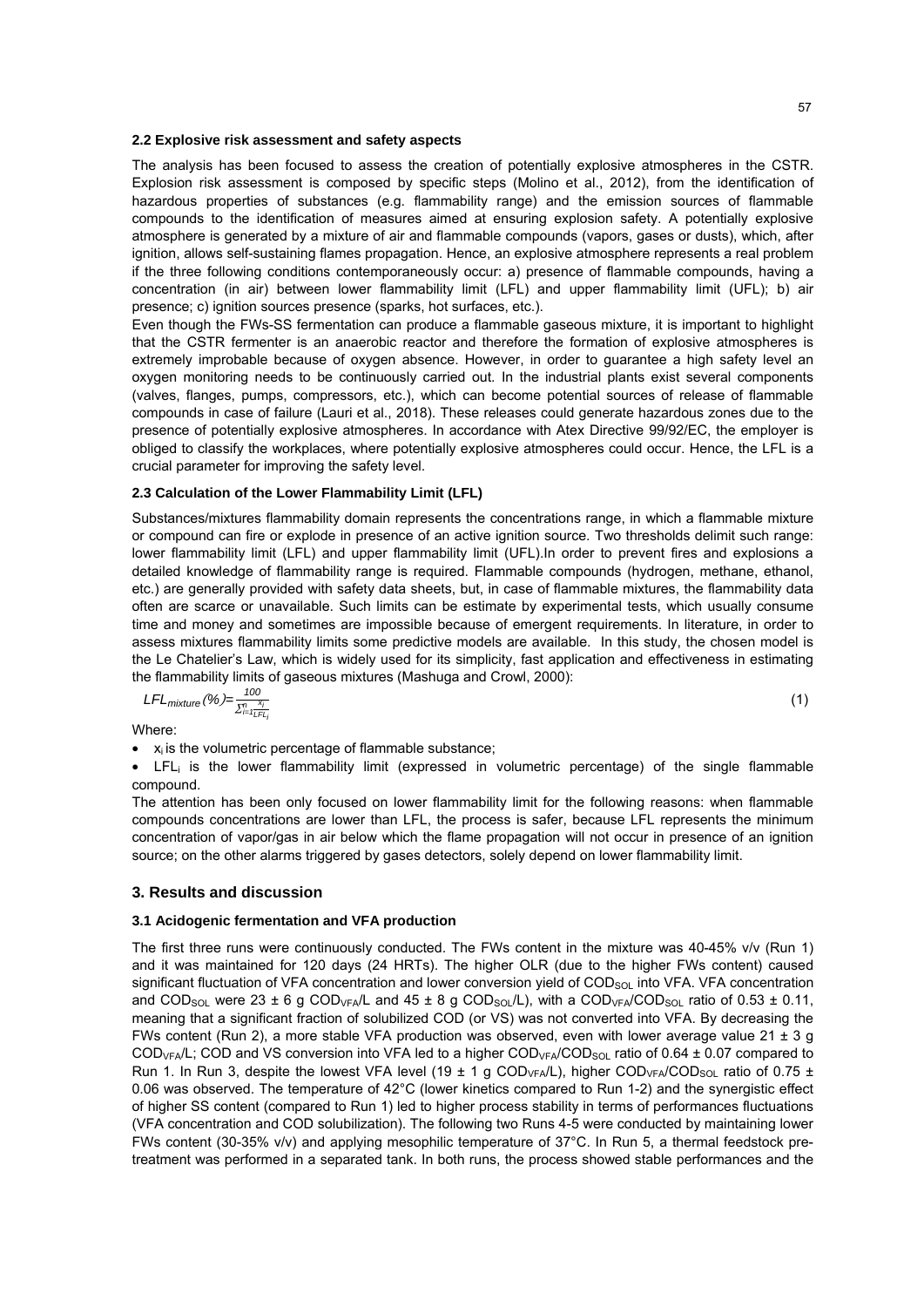### 2.2 Explosive risk assessment and safety aspects

The analysis has been focused to assess the creation of potentially explosive atmospheres in the CSTR. Explosion risk assessment is composed by specific steps (Molino et al., 2012), from the identification of hazardous properties of substances (e.g. flammability range) and the emission sources of flammable compounds to the identification of measures aimed at ensuring explosion safety. A potentially explosive atmosphere is generated by a mixture of air and flammable compounds (vapors, gases or dusts), which, after ignition, allows self-sustaining flames propagation. Hence, an explosive atmosphere represents a real problem if the three following conditions contemporaneously occur: a) presence of flammable compounds, having a concentration (in air) between lower flammability limit (LFL) and upper flammability limit (UFL); b) air presence; c) ignition sources presence (sparks, hot surfaces, etc.).

Even though the FWs-SS fermentation can produce a flammable gaseous mixture, it is important to highlight that the CSTR fermenter is an anaerobic reactor and therefore the formation of explosive atmospheres is extremely improbable because of oxygen absence. However, in order to guarantee a high safety level an oxygen monitoring needs to be continuously carried out. In the industrial plants exist several components (valves, flanges, pumps, compressors, etc.), which can become potential sources of release of flammable compounds in case of failure (Lauri et al., 2018). These releases could generate hazardous zones due to the presence of potentially explosive atmospheres. In accordance with Atex Directive 99/92/EC, the employer is obliged to classify the workplaces, where potentially explosive atmospheres could occur. Hence, the LFL is a crucial parameter for improving the safety level.

### 2.3 Calculation of the Lower Flammability Limit (LFL)

Substances/mixtures flammability domain represents the concentrations range, in which a flammable mixture or compound can fire or explode in presence of an active ignition source. Two thresholds delimit such range: lower flammability limit (LFL) and upper flammability limit (UFL).In order to prevent fires and explosions a detailed knowledge of flammability range is required. Flammable compounds (hydrogen, methane, ethanol, etc.) are generally provided with safety data sheets, but, in case of flammable mixtures, the flammability data often are scarce or unavailable. Such limits can be estimate by experimental tests, which usually consume time and money and sometimes are impossible because of emergent requirements. In literature, in order to assess mixtures flammability limits some predictive models are available. In this study, the chosen model is the Le Chatelier's Law, which is widely used for its simplicity, fast application and effectiveness in estimating the flammability limits of gaseous mixtures (Mashuga and Crowl, 2000):

$$LFL_{mixture}(\%) = \frac{100}{\sum_{i=1}^{n} \frac{x_i}{LFL_i}} \tag{1}$$

Where:

- $x_i$ is the volumetric percentage of flammable substance;
- $LFL_i$ is the lower flammability limit (expressed in volumetric percentage) of the single flammable compound.

The attention has been only focused on lower flammability limit for the following reasons: when flammable compounds concentrations are lower than LFL, the process is safer, because LFL represents the minimum concentration of vapor/gas in air below which the flame propagation will not occur in presence of an ignition source; on the other alarms triggered by gases detectors, solely depend on lower flammability limit.

## 3. Results and discussion

### 3.1 Acidogenic fermentation and VFA production

The first three runs were continuously conducted. The FWs content in the mixture was 40-45% v/v (Run 1) and it was maintained for 120 days (24 HRTs). The higher OLR (due to the higher FWs content) caused significant fluctuation of VFA concentration and lower conversion yield of $COD_{SOL}$ into VFA. VFA concentration and $COD_{SOL}$ were 23 ± 6 g $COD_{VFA}$/L and 45 ± 8 g $COD_{SOL}$/L), with a $COD_{VFA}/COD_{SOL}$ ratio of 0.53 ± 0.11, meaning that a significant fraction of solubilized COD (or VS) was not converted into VFA. By decreasing the FWs content (Run 2), a more stable VFA production was observed, even with lower average value 21 ± 3 g $COD_{VFA}$/L; COD and VS conversion into VFA led to a higher $COD_{VFA}/COD_{SOL}$ ratio of 0.64 ± 0.07 compared to Run 1. In Run 3, despite the lowest VFA level (19 ± 1 g $COD_{VFA}$/L), higher $COD_{VFA}/COD_{SOL}$ ratio of 0.75 ± 0.06 was observed. The temperature of 42°C (lower kinetics compared to Run 1-2) and the synergistic effect of higher SS content (compared to Run 1) led to higher process stability in terms of performances fluctuations (VFA concentration and COD solubilization). The following two Runs 4-5 were conducted by maintaining lower FWs content (30-35% v/v) and applying mesophilic temperature of 37°C. In Run 5, a thermal feedstock pre-treatment was performed in a separated tank. In both runs, the process showed stable performances and the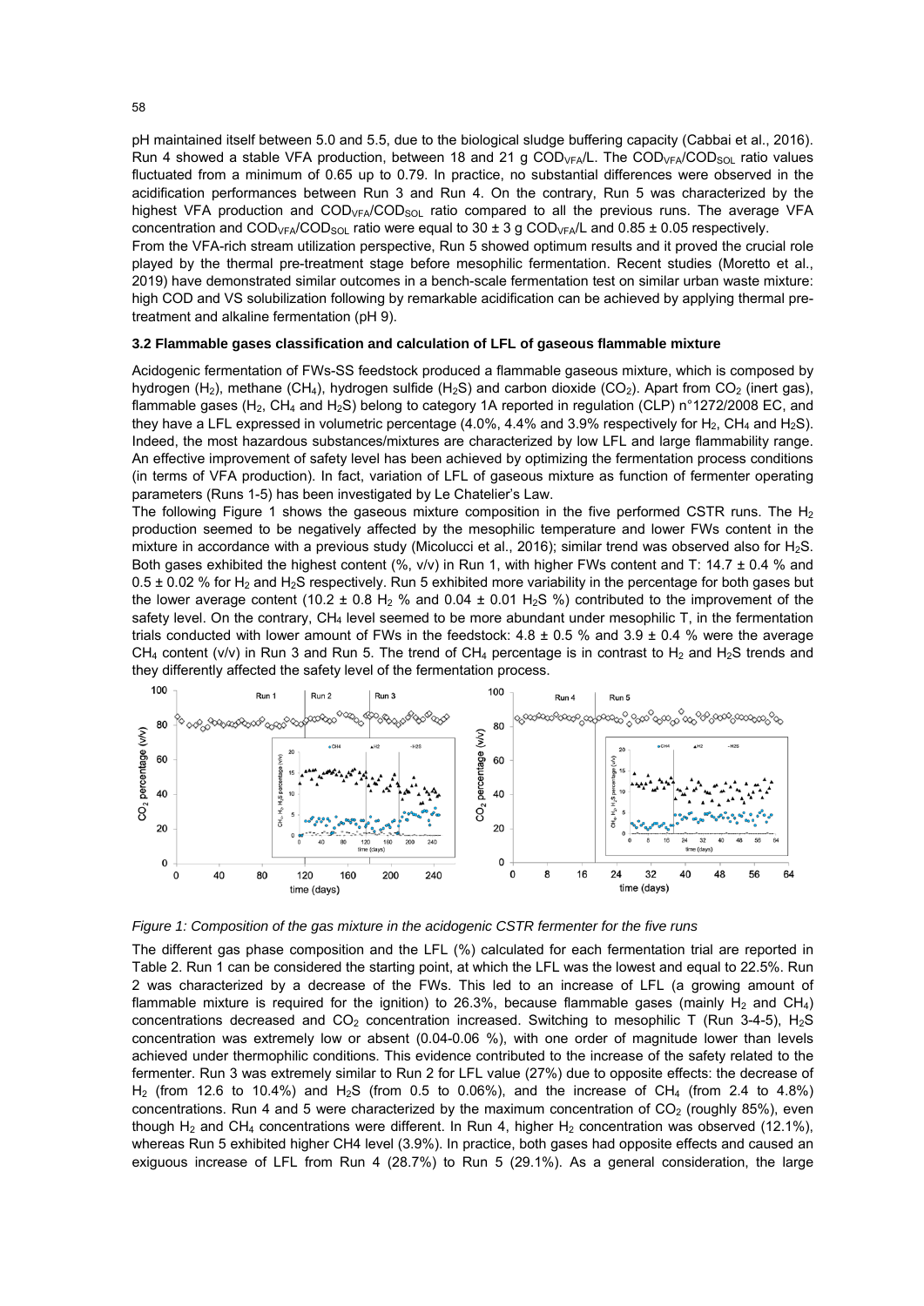pH maintained itself between 5.0 and 5.5, due to the biological sludge buffering capacity (Cabbai et al., 2016). Run 4 showed a stable VFA production, between 18 and 21 g $COD_{VFA}$/L. The $COD_{VFA}/COD_{SOL}$ ratio values fluctuated from a minimum of 0.65 up to 0.79. In practice, no substantial differences were observed in the acidification performances between Run 3 and Run 4. On the contrary, Run 5 was characterized by the highest VFA production and $COD_{VFA}/COD_{SOL}$ ratio compared to all the previous runs. The average VFA concentration and $COD_{VFA}/COD_{SOL}$ ratio were equal to 30 ± 3 g $COD_{VFA}$/L and 0.85 ± 0.05 respectively.

From the VFA-rich stream utilization perspective, Run 5 showed optimum results and it proved the crucial role played by the thermal pre-treatment stage before mesophilic fermentation. Recent studies (Moretto et al., 2019) have demonstrated similar outcomes in a bench-scale fermentation test on similar urban waste mixture: high COD and VS solubilization following by remarkable acidification can be achieved by applying thermal pre-treatment and alkaline fermentation (pH 9).

### 3.2 Flammable gases classification and calculation of LFL of gaseous flammable mixture

Acidogenic fermentation of FWs-SS feedstock produced a flammable gaseous mixture, which is composed by hydrogen ($H_2$), methane ($CH_4$), hydrogen sulfide ($H_2S$) and carbon dioxide ($CO_2$). Apart from $CO_2$ (inert gas), flammable gases ($H_2$, $CH_4$ and $H_2S$) belong to category 1A reported in regulation (CLP) n°1272/2008 EC, and they have a LFL expressed in volumetric percentage (4.0%, 4.4% and 3.9% respectively for $H_2$, $CH_4$ and $H_2S$). Indeed, the most hazardous substances/mixtures are characterized by low LFL and large flammability range. An effective improvement of safety level has been achieved by optimizing the fermentation process conditions (in terms of VFA production). In fact, variation of LFL of gaseous mixture as function of fermenter operating parameters (Runs 1-5) has been investigated by Le Chatelier's Law.

The following Figure 1 shows the gaseous mixture composition in the five performed CSTR runs. The $H_2$ production seemed to be negatively affected by the mesophilic temperature and lower FWs content in the mixture in accordance with a previous study (Micolucci et al., 2016); similar trend was observed also for $H_2S$. Both gases exhibited the highest content (%, v/v) in Run 1, with higher FWs content and T: 14.7 ± 0.4 % and 0.5 ± 0.02 % for $H_2$ and $H_2S$ respectively. Run 5 exhibited more variability in the percentage for both gases but the lower average content (10.2 ± 0.8 $H_2$ % and 0.04 ± 0.01 $H_2S$ %) contributed to the improvement of the safety level. On the contrary, $CH_4$ level seemed to be more abundant under mesophilic T, in the fermentation trials conducted with lower amount of FWs in the feedstock: 4.8 ± 0.5 % and 3.9 ± 0.4 % were the average $CH_4$ content (v/v) in Run 3 and Run 5. The trend of $CH_4$ percentage is in contrast to $H_2$ and $H_2S$ trends and they differently affected the safety level of the fermentation process.

*Figure 1: Composition of the gas mixture in the acidogenic CSTR fermenter for the five runs*

The different gas phase composition and the LFL (%) calculated for each fermentation trial are reported in Table 2. Run 1 can be considered the starting point, at which the LFL was the lowest and equal to 22.5%. Run 2 was characterized by a decrease of the FWs. This led to an increase of LFL (a growing amount of flammable mixture is required for the ignition) to 26.3%, because flammable gases (mainly $H_2$ and $CH_4$) concentrations decreased and $CO_2$ concentration increased. Switching to mesophilic T (Run 3-4-5), $H_2S$ concentration was extremely low or absent (0.04-0.06 %), with one order of magnitude lower than levels achieved under thermophilic conditions. This evidence contributed to the increase of the safety related to the fermenter. Run 3 was extremely similar to Run 2 for LFL value (27%) due to opposite effects: the decrease of $H_2$ (from 12.6 to 10.4%) and $H_2S$ (from 0.5 to 0.06%), and the increase of $CH_4$ (from 2.4 to 4.8%) concentrations. Run 4 and 5 were characterized by the maximum concentration of $CO_2$ (roughly 85%), even though $H_2$ and $CH_4$ concentrations were different. In Run 4, higher $H_2$ concentration was observed (12.1%), whereas Run 5 exhibited higher CH4 level (3.9%). In practice, both gases had opposite effects and caused an exiguous increase of LFL from Run 4 (28.7%) to Run 5 (29.1%). As a general consideration, the large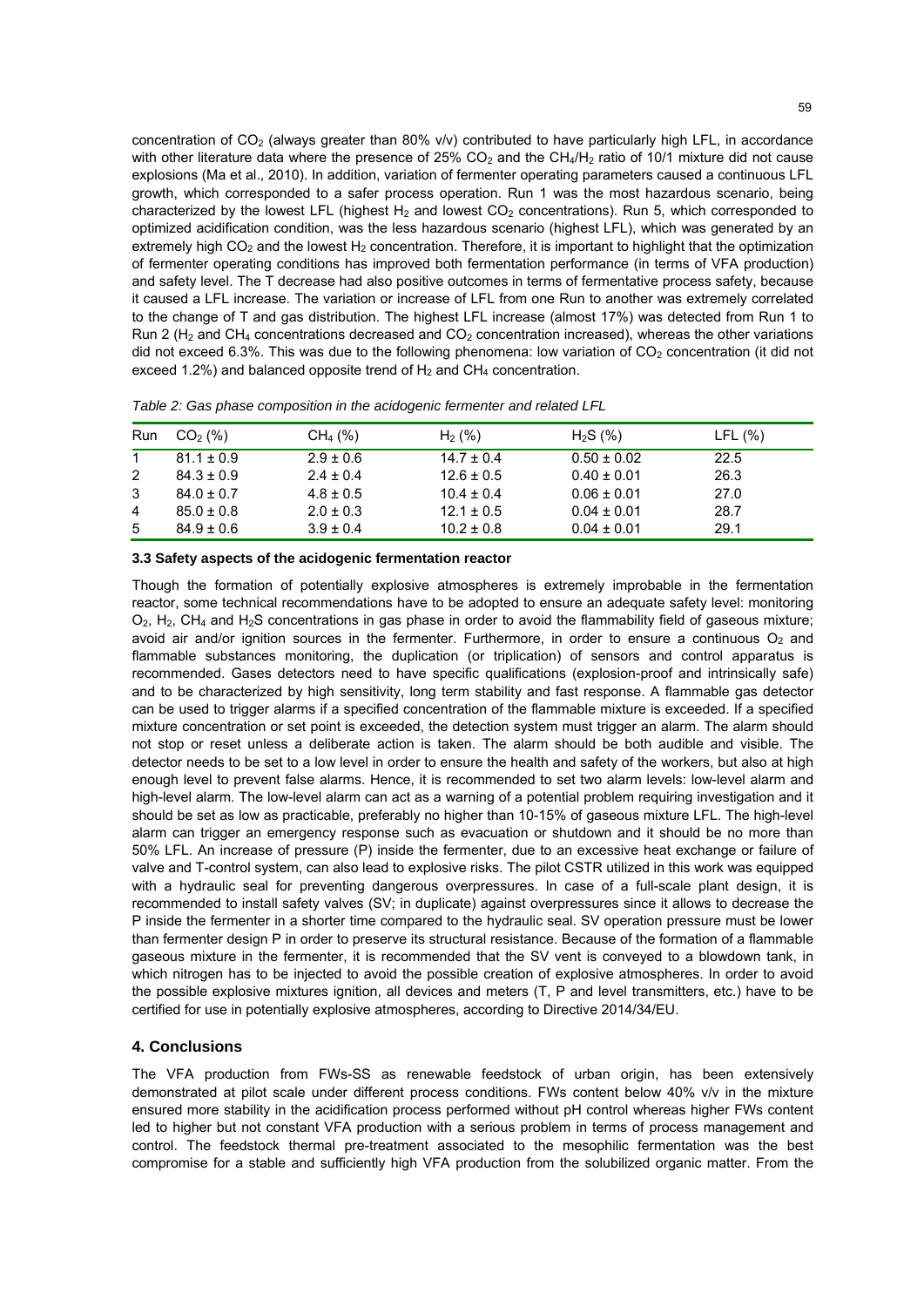concentration of $CO_2$ (always greater than 80% v/v) contributed to have particularly high LFL, in accordance with other literature data where the presence of 25% $CO_2$ and the $CH_4/H_2$ ratio of 10/1 mixture did not cause explosions (Ma et al., 2010). In addition, variation of fermenter operating parameters caused a continuous LFL growth, which corresponded to a safer process operation. Run 1 was the most hazardous scenario, being characterized by the lowest LFL (highest $H_2$ and lowest $CO_2$ concentrations). Run 5, which corresponded to optimized acidification condition, was the less hazardous scenario (highest LFL), which was generated by an extremely high $CO_2$ and the lowest $H_2$ concentration. Therefore, it is important to highlight that the optimization of fermenter operating conditions has improved both fermentation performance (in terms of VFA production) and safety level. The T decrease had also positive outcomes in terms of fermentative process safety, because it caused a LFL increase. The variation or increase of LFL from one Run to another was extremely correlated to the change of T and gas distribution. The highest LFL increase (almost 17%) was detected from Run 1 to Run 2 ($H_2$ and $CH_4$ concentrations decreased and $CO_2$ concentration increased), whereas the other variations did not exceed 6.3%. This was due to the following phenomena: low variation of $CO_2$ concentration (it did not exceed 1.2%) and balanced opposite trend of $H_2$ and $CH_4$ concentration.

*Table 2: Gas phase composition in the acidogenic fermenter and related LFL*

| Run | $CO_2$ (%) | $CH_4$ (%) | $H_2$ (%) | $H_2S$ (%) | LFL (%) |
|---|---|---|---|---|---|
| 1 | 81.1 ± 0.9 | 2.9 ± 0.6 | 14.7 ± 0.4 | 0.50 ± 0.02 | 22.5 |
| 2 | 84.3 ± 0.9 | 2.4 ± 0.4 | 12.6 ± 0.5 | 0.40 ± 0.01 | 26.3 |
| 3 | 84.0 ± 0.7 | 4.8 ± 0.5 | 10.4 ± 0.4 | 0.06 ± 0.01 | 27.0 |
| 4 | 85.0 ± 0.8 | 2.0 ± 0.3 | 12.1 ± 0.5 | 0.04 ± 0.01 | 28.7 |
| 5 | 84.9 ± 0.6 | 3.9 ± 0.4 | 10.2 ± 0.8 | 0.04 ± 0.01 | 29.1 |

### 3.3 Safety aspects of the acidogenic fermentation reactor

Though the formation of potentially explosive atmospheres is extremely improbable in the fermentation reactor, some technical recommendations have to be adopted to ensure an adequate safety level: monitoring $O_2$, $H_2$, $CH_4$ and $H_2S$ concentrations in gas phase in order to avoid the flammability field of gaseous mixture; avoid air and/or ignition sources in the fermenter. Furthermore, in order to ensure a continuous $O_2$ and flammable substances monitoring, the duplication (or triplication) of sensors and control apparatus is recommended. Gases detectors need to have specific qualifications (explosion-proof and intrinsically safe) and to be characterized by high sensitivity, long term stability and fast response. A flammable gas detector can be used to trigger alarms if a specified concentration of the flammable mixture is exceeded. If a specified mixture concentration or set point is exceeded, the detection system must trigger an alarm. The alarm should not stop or reset unless a deliberate action is taken. The alarm should be both audible and visible. The detector needs to be set to a low level in order to ensure the health and safety of the workers, but also at high enough level to prevent false alarms. Hence, it is recommended to set two alarm levels: low-level alarm and high-level alarm. The low-level alarm can act as a warning of a potential problem requiring investigation and it should be set as low as practicable, preferably no higher than 10-15% of gaseous mixture LFL. The high-level alarm can trigger an emergency response such as evacuation or shutdown and it should be no more than 50% LFL. An increase of pressure (P) inside the fermenter, due to an excessive heat exchange or failure of valve and T-control system, can also lead to explosive risks. The pilot CSTR utilized in this work was equipped with a hydraulic seal for preventing dangerous overpressures. In case of a full-scale plant design, it is recommended to install safety valves (SV; in duplicate) against overpressures since it allows to decrease the P inside the fermenter in a shorter time compared to the hydraulic seal. SV operation pressure must be lower than fermenter design P in order to preserve its structural resistance. Because of the formation of a flammable gaseous mixture in the fermenter, it is recommended that the SV vent is conveyed to a blowdown tank, in which nitrogen has to be injected to avoid the possible creation of explosive atmospheres. In order to avoid the possible explosive mixtures ignition, all devices and meters (T, P and level transmitters, etc.) have to be certified for use in potentially explosive atmospheres, according to Directive 2014/34/EU.

## 4. Conclusions

The VFA production from FWs-SS as renewable feedstock of urban origin, has been extensively demonstrated at pilot scale under different process conditions. FWs content below 40% v/v in the mixture ensured more stability in the acidification process performed without pH control whereas higher FWs content led to higher but not constant VFA production with a serious problem in terms of process management and control. The feedstock thermal pre-treatment associated to the mesophilic fermentation was the best compromise for a stable and sufficiently high VFA production from the solubilized organic matter. From the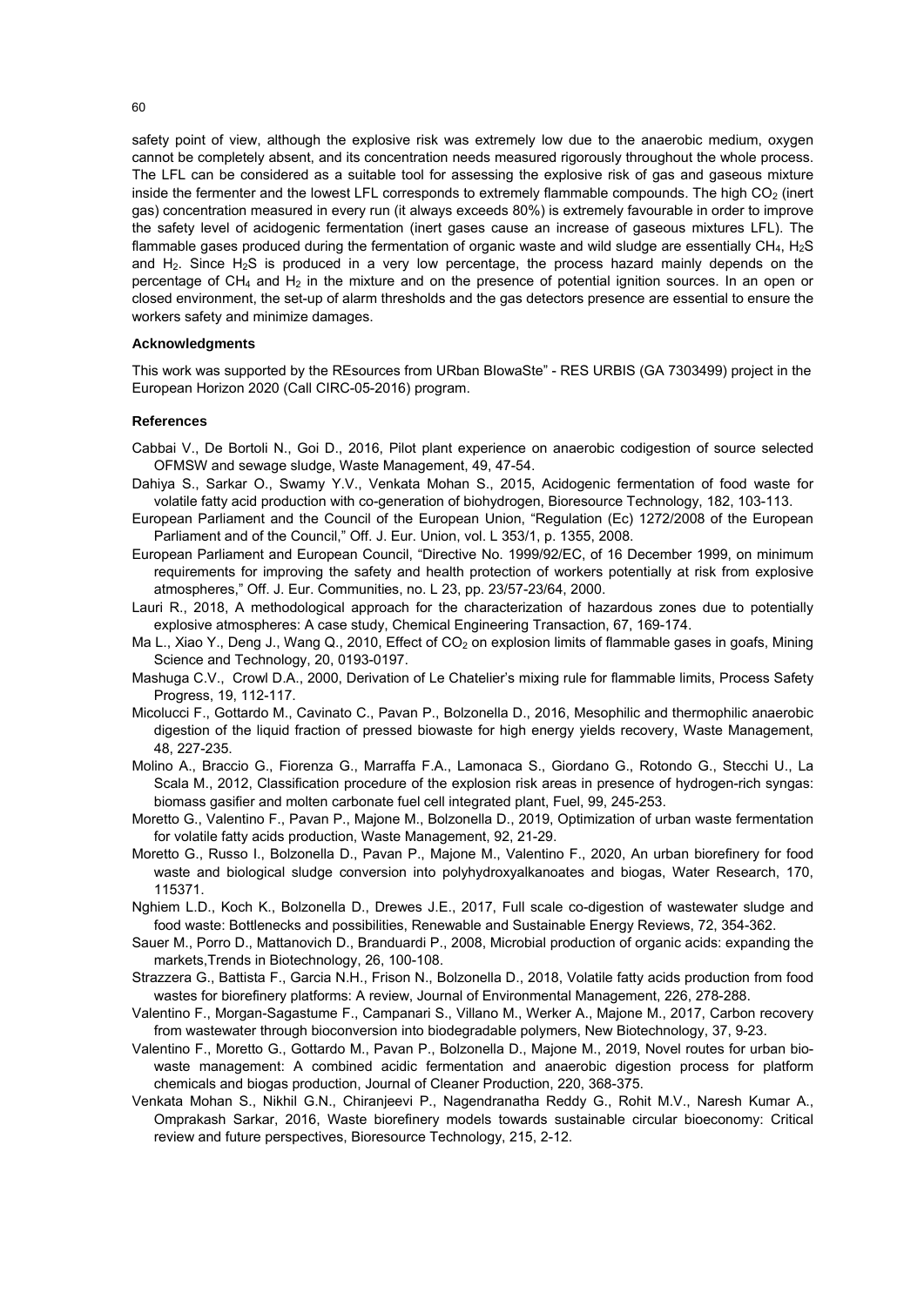safety point of view, although the explosive risk was extremely low due to the anaerobic medium, oxygen cannot be completely absent, and its concentration needs measured rigorously throughout the whole process. The LFL can be considered as a suitable tool for assessing the explosive risk of gas and gaseous mixture inside the fermenter and the lowest LFL corresponds to extremely flammable compounds. The high $CO_2$ (inert gas) concentration measured in every run (it always exceeds 80%) is extremely favourable in order to improve the safety level of acidogenic fermentation (inert gases cause an increase of gaseous mixtures LFL). The flammable gases produced during the fermentation of organic waste and wild sludge are essentially $CH_4$, $H_2S$ and $H_2$. Since $H_2S$ is produced in a very low percentage, the process hazard mainly depends on the percentage of $CH_4$ and $H_2$ in the mixture and on the presence of potential ignition sources. In an open or closed environment, the set-up of alarm thresholds and the gas detectors presence are essential to ensure the workers safety and minimize damages.

### Acknowledgments

This work was supported by the REsources from URban BIowaSte" - RES URBIS (GA 7303499) project in the European Horizon 2020 (Call CIRC-05-2016) program.

### References

Cabbai V., De Bortoli N., Goi D., 2016, Pilot plant experience on anaerobic codigestion of source selected OFMSW and sewage sludge, Waste Management, 49, 47-54.

Dahiya S., Sarkar O., Swamy Y.V., Venkata Mohan S., 2015, Acidogenic fermentation of food waste for volatile fatty acid production with co-generation of biohydrogen, Bioresource Technology, 182, 103-113.

European Parliament and the Council of the European Union, "Regulation (Ec) 1272/2008 of the European Parliament and of the Council," Off. J. Eur. Union, vol. L 353/1, p. 1355, 2008.

European Parliament and European Council, "Directive No. 1999/92/EC, of 16 December 1999, on minimum requirements for improving the safety and health protection of workers potentially at risk from explosive atmospheres," Off. J. Eur. Communities, no. L 23, pp. 23/57-23/64, 2000.

Lauri R., 2018, A methodological approach for the characterization of hazardous zones due to potentially explosive atmospheres: A case study, Chemical Engineering Transaction, 67, 169-174.

Ma L., Xiao Y., Deng J., Wang Q., 2010, Effect of $CO_2$ on explosion limits of flammable gases in goafs, Mining Science and Technology, 20, 0193-0197.

Mashuga C.V., Crowl D.A., 2000, Derivation of Le Chatelier's mixing rule for flammable limits, Process Safety Progress, 19, 112-117.

Micolucci F., Gottardo M., Cavinato C., Pavan P., Bolzonella D., 2016, Mesophilic and thermophilic anaerobic digestion of the liquid fraction of pressed biowaste for high energy yields recovery, Waste Management, 48, 227-235.

Molino A., Braccio G., Fiorenza G., Marraffa F.A., Lamonaca S., Giordano G., Rotondo G., Stecchi U., La Scala M., 2012, Classification procedure of the explosion risk areas in presence of hydrogen-rich syngas: biomass gasifier and molten carbonate fuel cell integrated plant, Fuel, 99, 245-253.

Moretto G., Valentino F., Pavan P., Majone M., Bolzonella D., 2019, Optimization of urban waste fermentation for volatile fatty acids production, Waste Management, 92, 21-29.

Moretto G., Russo I., Bolzonella D., Pavan P., Majone M., Valentino F., 2020, An urban biorefinery for food waste and biological sludge conversion into polyhydroxyalkanoates and biogas, Water Research, 170, 115371.

Nghiem L.D., Koch K., Bolzonella D., Drewes J.E., 2017, Full scale co-digestion of wastewater sludge and food waste: Bottlenecks and possibilities, Renewable and Sustainable Energy Reviews, 72, 354-362.

Sauer M., Porro D., Mattanovich D., Branduardi P., 2008, Microbial production of organic acids: expanding the markets,Trends in Biotechnology, 26, 100-108.

Strazzera G., Battista F., Garcia N.H., Frison N., Bolzonella D., 2018, Volatile fatty acids production from food wastes for biorefinery platforms: A review, Journal of Environmental Management, 226, 278-288.

Valentino F., Morgan-Sagastume F., Campanari S., Villano M., Werker A., Majone M., 2017, Carbon recovery from wastewater through bioconversion into biodegradable polymers, New Biotechnology, 37, 9-23.

Valentino F., Moretto G., Gottardo M., Pavan P., Bolzonella D., Majone M., 2019, Novel routes for urban bio-waste management: A combined acidic fermentation and anaerobic digestion process for platform chemicals and biogas production, Journal of Cleaner Production, 220, 368-375.

Venkata Mohan S., Nikhil G.N., Chiranjeevi P., Nagendranatha Reddy G., Rohit M.V., Naresh Kumar A., Omprakash Sarkar, 2016, Waste biorefinery models towards sustainable circular bioeconomy: Critical review and future perspectives, Bioresource Technology, 215, 2-12.